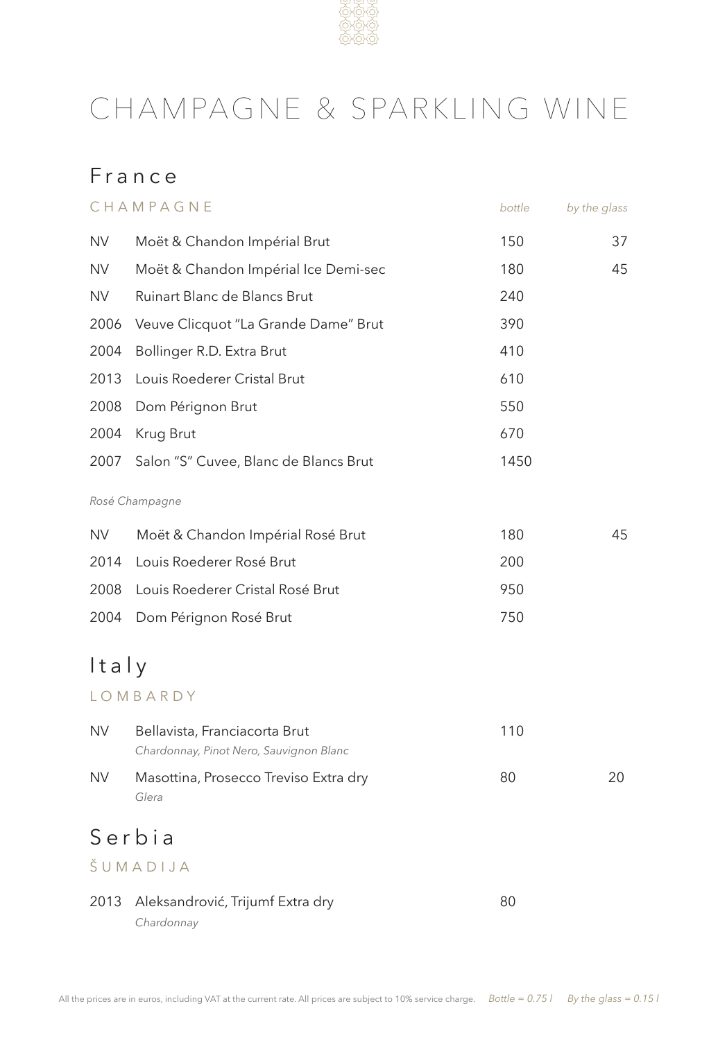# CHAMPAGNE & SPARKLING WINE

## France

### CHAMPAGNE

| | | *bottle* | *by the glass* |
|---|---|---|---|
| NV | Moët & Chandon Impérial Brut | 150 | 37 |
| NV | Moët & Chandon Impérial Ice Demi-sec | 180 | 45 |
| NV | Ruinart Blanc de Blancs Brut | 240 | |
| 2006 | Veuve Clicquot "La Grande Dame" Brut | 390 | |
| 2004 | Bollinger R.D. Extra Brut | 410 | |
| 2013 | Louis Roederer Cristal Brut | 610 | |
| 2008 | Dom Pérignon Brut | 550 | |
| 2004 | Krug Brut | 670 | |
| 2007 | Salon "S" Cuvee, Blanc de Blancs Brut | 1450 | |

*Rosé Champagne*

| | | | |
|---|---|---|---|
| NV | Moët & Chandon Impérial Rosé Brut | 180 | 45 |
| 2014 | Louis Roederer Rosé Brut | 200 | |
| 2008 | Louis Roederer Cristal Rosé Brut | 950 | |
| 2004 | Dom Pérignon Rosé Brut | 750 | |

## Italy

### LOMBARDY

| | | | |
|---|---|---|---|
| NV | Bellavista, Franciacorta Brut<br>*Chardonnay, Pinot Nero, Sauvignon Blanc* | 110 | |
| NV | Masottina, Prosecco Treviso Extra dry<br>*Glera* | 80 | 20 |

## Serbia

### ŠUMADIJA

| | | | |
|---|---|---|---|
| 2013 | Aleksandrović, Trijumf Extra dry<br>*Chardonnay* | 80 | |

All the prices are in euros, including VAT at the current rate. All prices are subject to 10% service charge. *Bottle = 0.75 l* *By the glass = 0.15 l*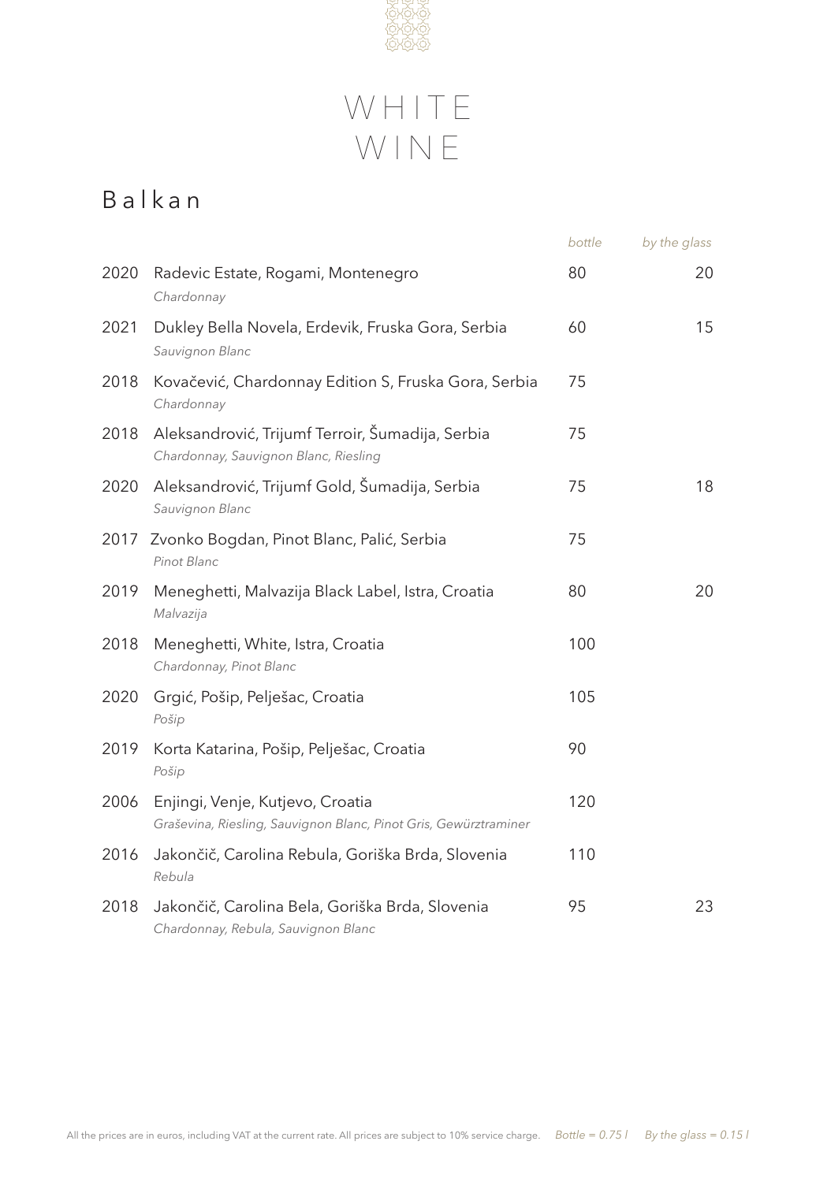# WHITE WINE

## Balkan

| | | bottle | by the glass |
|---|---|---|---|
| 2020 | Radevic Estate, Rogami, Montenegro<br>*Chardonnay* | 80 | 20 |
| 2021 | Dukley Bella Novela, Erdevik, Fruska Gora, Serbia<br>*Sauvignon Blanc* | 60 | 15 |
| 2018 | Kovačević, Chardonnay Edition S, Fruska Gora, Serbia<br>*Chardonnay* | 75 | |
| 2018 | Aleksandrović, Trijumf Terroir, Šumadija, Serbia<br>*Chardonnay, Sauvignon Blanc, Riesling* | 75 | |
| 2020 | Aleksandrović, Trijumf Gold, Šumadija, Serbia<br>*Sauvignon Blanc* | 75 | 18 |
| 2017 | Zvonko Bogdan, Pinot Blanc, Palić, Serbia<br>*Pinot Blanc* | 75 | |
| 2019 | Meneghetti, Malvazija Black Label, Istra, Croatia<br>*Malvazija* | 80 | 20 |
| 2018 | Meneghetti, White, Istra, Croatia<br>*Chardonnay, Pinot Blanc* | 100 | |
| 2020 | Grgić, Pošip, Pelješac, Croatia<br>*Pošip* | 105 | |
| 2019 | Korta Katarina, Pošip, Pelješac, Croatia<br>*Pošip* | 90 | |
| 2006 | Enjingi, Venje, Kutjevo, Croatia<br>*Graševina, Riesling, Sauvignon Blanc, Pinot Gris, Gewürztraminer* | 120 | |
| 2016 | Jakončič, Carolina Rebula, Goriška Brda, Slovenia<br>*Rebula* | 110 | |
| 2018 | Jakončič, Carolina Bela, Goriška Brda, Slovenia<br>*Chardonnay, Rebula, Sauvignon Blanc* | 95 | 23 |

All the prices are in euros, including VAT at the current rate. All prices are subject to 10% service charge. *Bottle = 0.75 l* *By the glass = 0.15 l*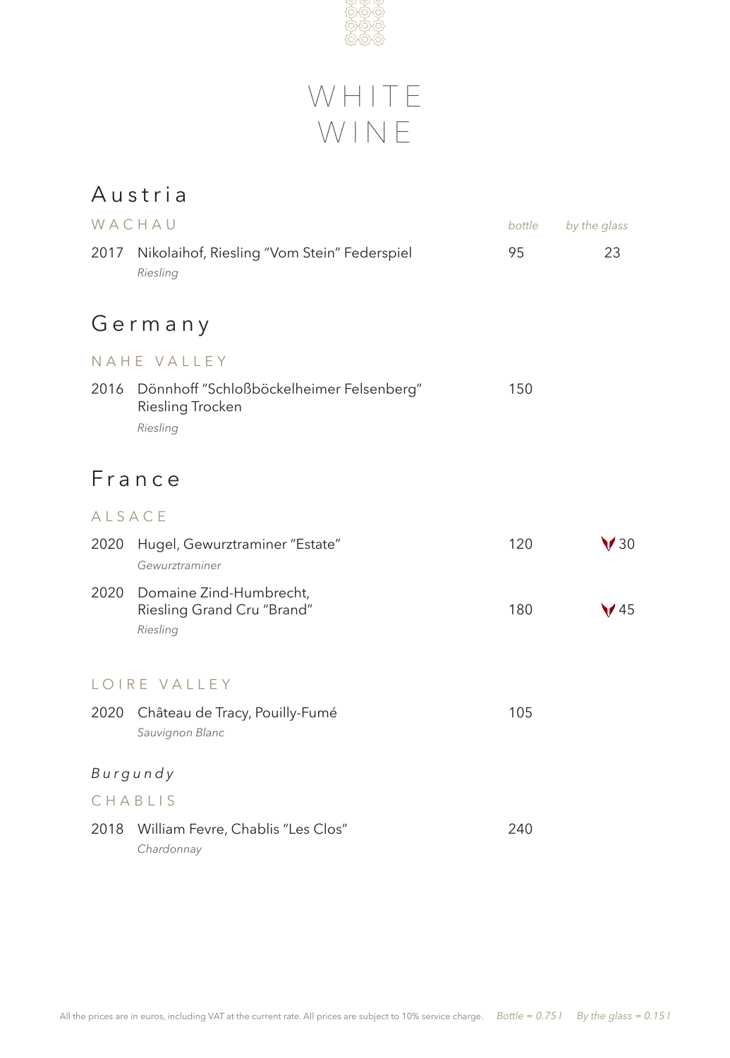# WHITE WINE

## Austria

### WACHAU

| | | bottle | by the glass |
|---|---|---|---|
| 2017 | Nikolaihof, Riesling "Vom Stein" Federspiel<br>*Riesling* | 95 | 23 |

## Germany

### NAHE VALLEY

| | | bottle | by the glass |
|---|---|---|---|
| 2016 | Dönnhoff "Schloßböckelheimer Felsenberg" Riesling Trocken<br>*Riesling* | 150 | |

## France

### ALSACE

| | | bottle | by the glass |
|---|---|---|---|
| 2020 | Hugel, Gewurztraminer "Estate"<br>*Gewurztraminer* | 120 | 30 |
| 2020 | Domaine Zind-Humbrecht, Riesling Grand Cru "Brand"<br>*Riesling* | 180 | 45 |

### LOIRE VALLEY

| | | bottle | by the glass |
|---|---|---|---|
| 2020 | Château de Tracy, Pouilly-Fumé<br>*Sauvignon Blanc* | 105 | |

### *Burgundy*

#### CHABLIS

| | | bottle | by the glass |
|---|---|---|---|
| 2018 | William Fevre, Chablis "Les Clos"<br>*Chardonnay* | 240 | |

All the prices are in euros, including VAT at the current rate. All prices are subject to 10% service charge. *Bottle = 0.75 l* *By the glass = 0.15 l*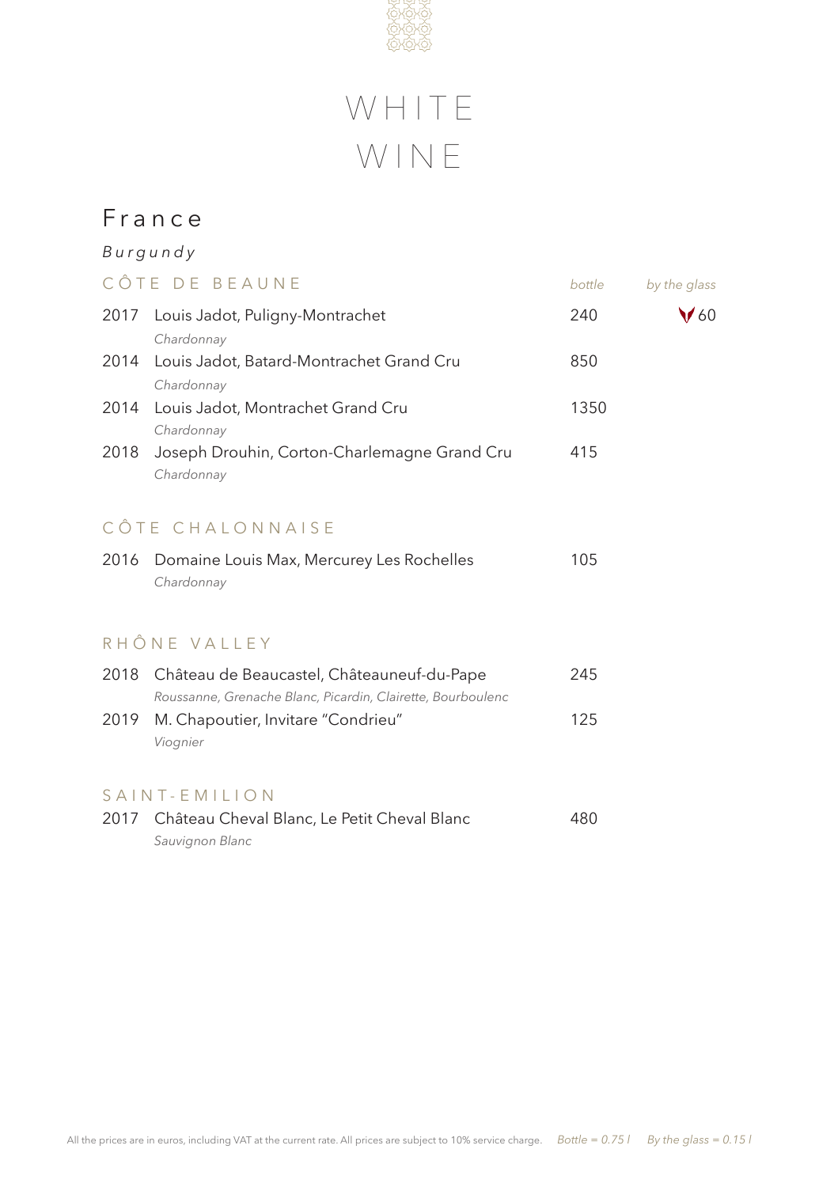# WHITE WINE

## France

### *Burgundy*

**CÔTE DE BEAUNE**

| | | bottle | by the glass |
|---|---|---|---|
| 2017 | Louis Jadot, Puligny-Montrachet<br>*Chardonnay* | 240 | 60 |
| 2014 | Louis Jadot, Batard-Montrachet Grand Cru<br>*Chardonnay* | 850 | |
| 2014 | Louis Jadot, Montrachet Grand Cru<br>*Chardonnay* | 1350 | |
| 2018 | Joseph Drouhin, Corton-Charlemagne Grand Cru<br>*Chardonnay* | 415 | |

**CÔTE CHALONNAISE**

| | | bottle |
|---|---|---|
| 2016 | Domaine Louis Max, Mercurey Les Rochelles<br>*Chardonnay* | 105 |

**RHÔNE VALLEY**

| | | bottle |
|---|---|---|
| 2018 | Château de Beaucastel, Châteauneuf-du-Pape<br>*Roussanne, Grenache Blanc, Picardin, Clairette, Bourboulenc* | 245 |
| 2019 | M. Chapoutier, Invitare "Condrieu"<br>*Viognier* | 125 |

**SAINT-EMILION**

| | | bottle |
|---|---|---|
| 2017 | Château Cheval Blanc, Le Petit Cheval Blanc<br>*Sauvignon Blanc* | 480 |

All the prices are in euros, including VAT at the current rate. All prices are subject to 10% service charge. *Bottle = 0.75 l* *By the glass = 0.15 l*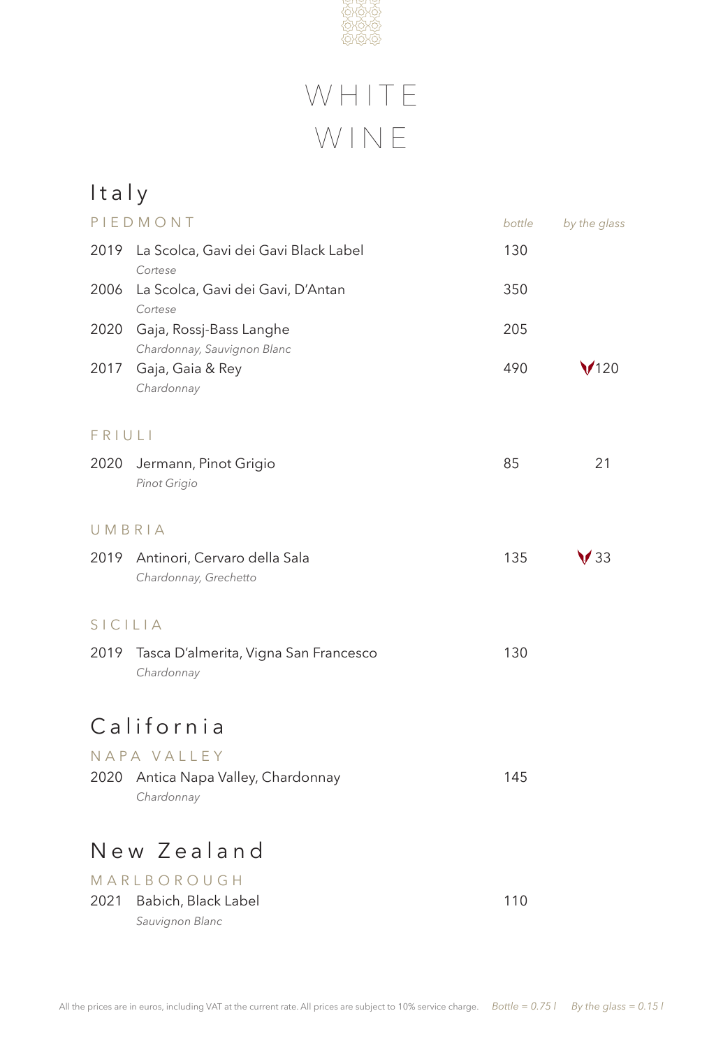# WHITE WINE

## Italy

### PIEDMONT

| | | bottle | by the glass |
|---|---|---|---|
| 2019 | La Scolca, Gavi dei Gavi Black Label<br>*Cortese* | 130 | |
| 2006 | La Scolca, Gavi dei Gavi, D'Antan<br>*Cortese* | 350 | |
| 2020 | Gaja, Rossj-Bass Langhe<br>*Chardonnay, Sauvignon Blanc* | 205 | |
| 2017 | Gaja, Gaia & Rey<br>*Chardonnay* | 490 | 120 |

### FRIULI

| | | bottle | by the glass |
|---|---|---|---|
| 2020 | Jermann, Pinot Grigio<br>*Pinot Grigio* | 85 | 21 |

### UMBRIA

| | | bottle | by the glass |
|---|---|---|---|
| 2019 | Antinori, Cervaro della Sala<br>*Chardonnay, Grechetto* | 135 | 33 |

### SICILIA

| | | bottle | by the glass |
|---|---|---|---|
| 2019 | Tasca D'almerita, Vigna San Francesco<br>*Chardonnay* | 130 | |

## California

### NAPA VALLEY

| | | bottle | by the glass |
|---|---|---|---|
| 2020 | Antica Napa Valley, Chardonnay<br>*Chardonnay* | 145 | |

## New Zealand

### MARLBOROUGH

| | | bottle | by the glass |
|---|---|---|---|
| 2021 | Babich, Black Label<br>*Sauvignon Blanc* | 110 | |

All the prices are in euros, including VAT at the current rate. All prices are subject to 10% service charge. *Bottle = 0.75 l* *By the glass = 0.15 l*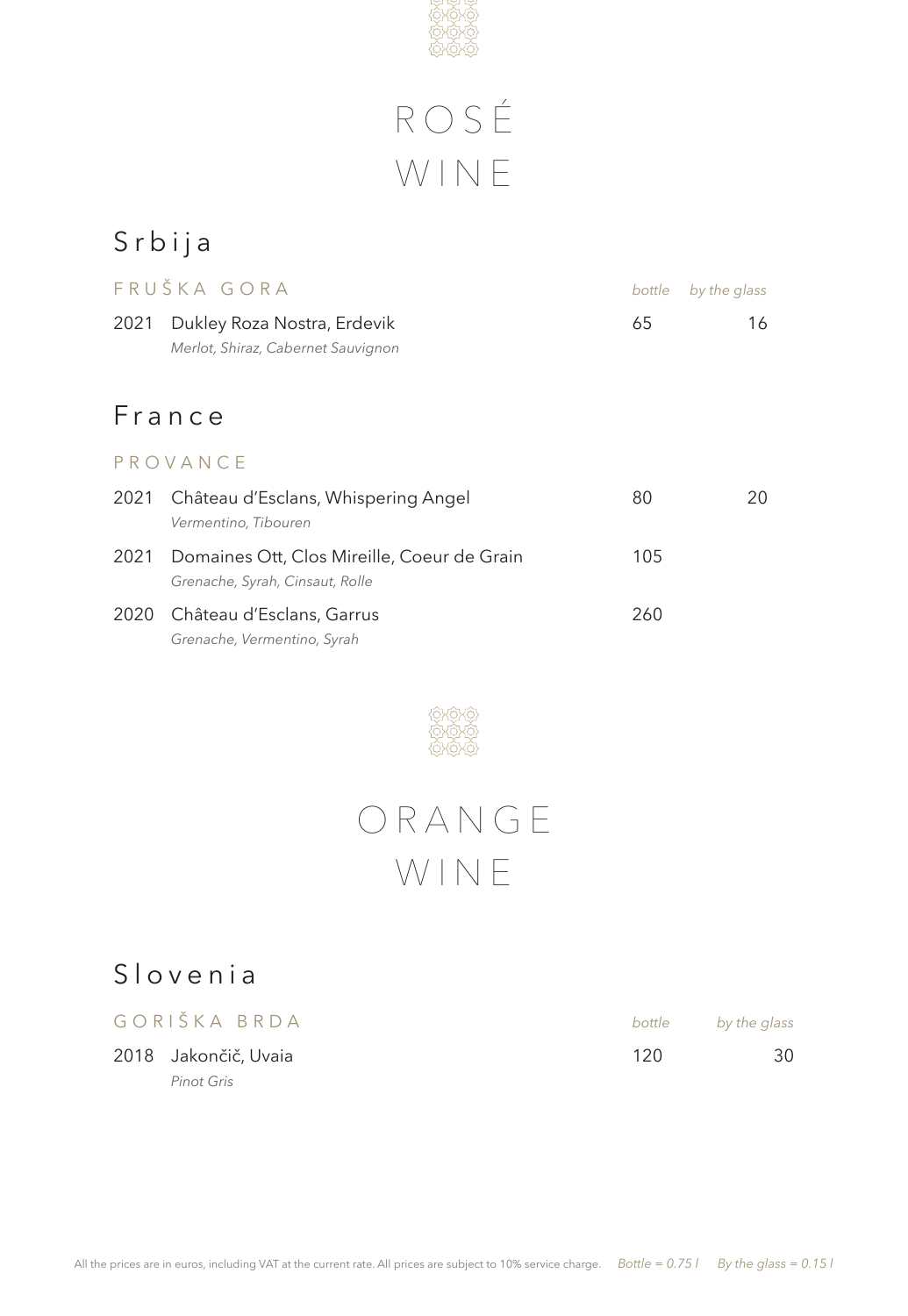# ROSÉ WINE

## Srbija

### FRUŠKA GORA

| | | bottle | by the glass |
|---|---|---|---|
| 2021 | Dukley Roza Nostra, Erdevik<br>*Merlot, Shiraz, Cabernet Sauvignon* | 65 | 16 |

## France

### PROVANCE

| | | bottle | by the glass |
|---|---|---|---|
| 2021 | Château d'Esclans, Whispering Angel<br>*Vermentino, Tibouren* | 80 | 20 |
| 2021 | Domaines Ott, Clos Mireille, Coeur de Grain<br>*Grenache, Syrah, Cinsaut, Rolle* | 105 | |
| 2020 | Château d'Esclans, Garrus<br>*Grenache, Vermentino, Syrah* | 260 | |

# ORANGE WINE

## Slovenia

### GORIŠKA BRDA

| | | bottle | by the glass |
|---|---|---|---|
| 2018 | Jakončič, Uvaia<br>*Pinot Gris* | 120 | 30 |

All the prices are in euros, including VAT at the current rate. All prices are subject to 10% service charge. *Bottle = 0.75 l* *By the glass = 0.15 l*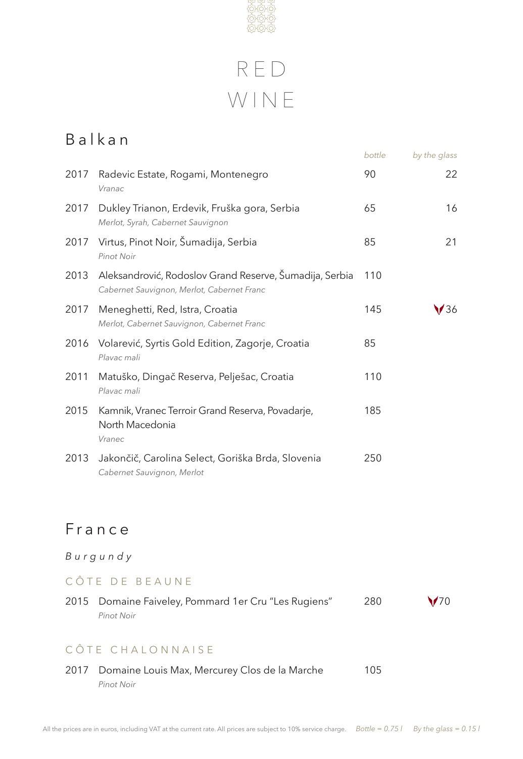# RED WINE

## Balkan

| | | bottle | by the glass |
|---|---|---|---|
| 2017 | Radevic Estate, Rogami, Montenegro<br>*Vranac* | 90 | 22 |
| 2017 | Dukley Trianon, Erdevik, Fruška gora, Serbia<br>*Merlot, Syrah, Cabernet Sauvignon* | 65 | 16 |
| 2017 | Virtus, Pinot Noir, Šumadija, Serbia<br>*Pinot Noir* | 85 | 21 |
| 2013 | Aleksandrović, Rodoslov Grand Reserve, Šumadija, Serbia<br>*Cabernet Sauvignon, Merlot, Cabernet Franc* | 110 | |
| 2017 | Meneghetti, Red, Istra, Croatia<br>*Merlot, Cabernet Sauvignon, Cabernet Franc* | 145 | 36 |
| 2016 | Volarević, Syrtis Gold Edition, Zagorje, Croatia<br>*Plavac mali* | 85 | |
| 2011 | Matuško, Dingač Reserva, Pelješac, Croatia<br>*Plavac mali* | 110 | |
| 2015 | Kamnik, Vranec Terroir Grand Reserva, Povadarje, North Macedonia<br>*Vranec* | 185 | |
| 2013 | Jakončič, Carolina Select, Goriška Brda, Slovenia<br>*Cabernet Sauvignon, Merlot* | 250 | |

## France

### *Burgundy*

#### CÔTE DE BEAUNE

| | | bottle | by the glass |
|---|---|---|---|
| 2015 | Domaine Faiveley, Pommard 1er Cru "Les Rugiens"<br>*Pinot Noir* | 280 | 70 |

#### CÔTE CHALONNAISE

| | | bottle | by the glass |
|---|---|---|---|
| 2017 | Domaine Louis Max, Mercurey Clos de la Marche<br>*Pinot Noir* | 105 | |

All the prices are in euros, including VAT at the current rate. All prices are subject to 10% service charge. *Bottle = 0.75 l* *By the glass = 0.15 l*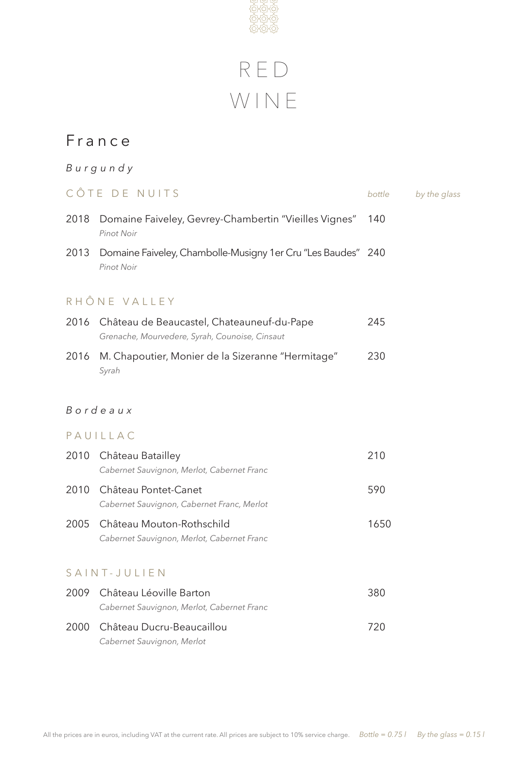# RED WINE

## France

### *Burgundy*

#### CÔTE DE NUITS

| | | bottle | by the glass |
|---|---|---|---|
| 2018 | Domaine Faiveley, Gevrey-Chambertin "Vieilles Vignes" *Pinot Noir* | 140 | |
| 2013 | Domaine Faiveley, Chambolle-Musigny 1er Cru "Les Baudes" *Pinot Noir* | 240 | |

#### RHÔNE VALLEY

| | | bottle | by the glass |
|---|---|---|---|
| 2016 | Château de Beaucastel, Chateauneuf-du-Pape *Grenache, Mourvedere, Syrah, Counoise, Cinsaut* | 245 | |
| 2016 | M. Chapoutier, Monier de la Sizeranne "Hermitage" *Syrah* | 230 | |

### *Bordeaux*

#### PAUILLAC

| | | bottle | by the glass |
|---|---|---|---|
| 2010 | Château Batailley *Cabernet Sauvignon, Merlot, Cabernet Franc* | 210 | |
| 2010 | Château Pontet-Canet *Cabernet Sauvignon, Cabernet Franc, Merlot* | 590 | |
| 2005 | Château Mouton-Rothschild *Cabernet Sauvignon, Merlot, Cabernet Franc* | 1650 | |

#### SAINT-JULIEN

| | | bottle | by the glass |
|---|---|---|---|
| 2009 | Château Léoville Barton *Cabernet Sauvignon, Merlot, Cabernet Franc* | 380 | |
| 2000 | Château Ducru-Beaucaillou *Cabernet Sauvignon, Merlot* | 720 | |

All the prices are in euros, including VAT at the current rate. All prices are subject to 10% service charge. *Bottle = 0.75 l* *By the glass = 0.15 l*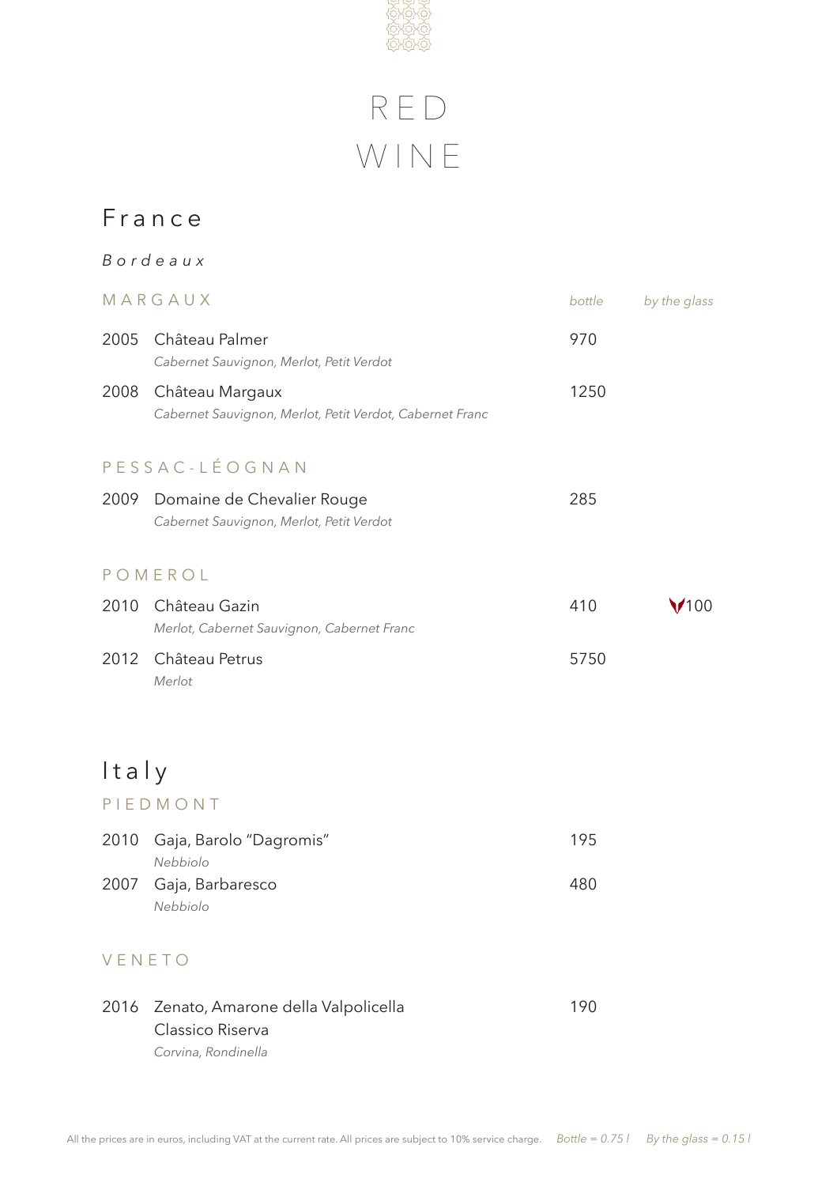# RED WINE

## France

### *Bordeaux*

#### MARGAUX

| | | bottle | by the glass |
|---|---|---|---|
| 2005 | Château Palmer<br>*Cabernet Sauvignon, Merlot, Petit Verdot* | 970 | |
| 2008 | Château Margaux<br>*Cabernet Sauvignon, Merlot, Petit Verdot, Cabernet Franc* | 1250 | |

#### PESSAC-LÉOGNAN

| | | bottle | by the glass |
|---|---|---|---|
| 2009 | Domaine de Chevalier Rouge<br>*Cabernet Sauvignon, Merlot, Petit Verdot* | 285 | |

#### POMEROL

| | | bottle | by the glass |
|---|---|---|---|
| 2010 | Château Gazin<br>*Merlot, Cabernet Sauvignon, Cabernet Franc* | 410 | 100 |
| 2012 | Château Petrus<br>*Merlot* | 5750 | |

## Italy

#### PIEDMONT

| | | bottle | by the glass |
|---|---|---|---|
| 2010 | Gaja, Barolo "Dagromis"<br>*Nebbiolo* | 195 | |
| 2007 | Gaja, Barbaresco<br>*Nebbiolo* | 480 | |

#### VENETO

| | | bottle | by the glass |
|---|---|---|---|
| 2016 | Zenato, Amarone della Valpolicella Classico Riserva<br>*Corvina, Rondinella* | 190 | |

All the prices are in euros, including VAT at the current rate. All prices are subject to 10% service charge. *Bottle = 0.75 l* *By the glass = 0.15 l*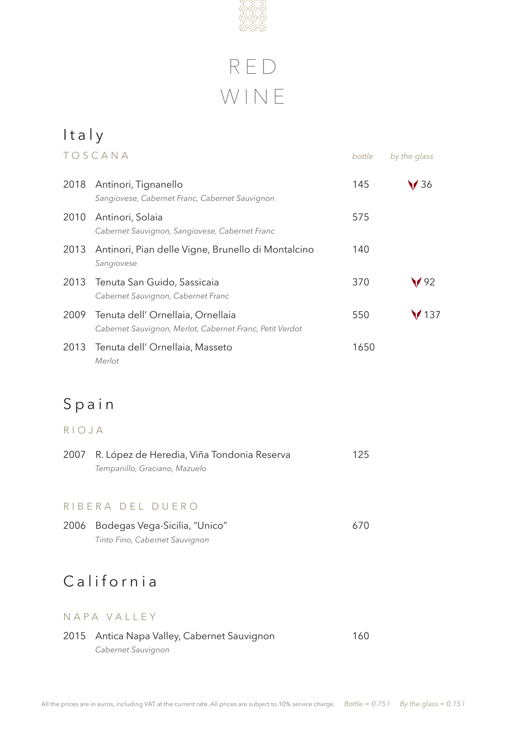# RED WINE

## Italy

### TOSCANA

| | | bottle | by the glass |
|---|---|---|---|
| 2018 | Antinori, Tignanello<br>*Sangiovese, Cabernet Franc, Cabernet Sauvignon* | 145 | 36 |
| 2010 | Antinori, Solaia<br>*Cabernet Sauvignon, Sangiovese, Cabernet Franc* | 575 | |
| 2013 | Antinori, Pian delle Vigne, Brunello di Montalcino<br>*Sangiovese* | 140 | |
| 2013 | Tenuta San Guido, Sassicaia<br>*Cabernet Sauvignon, Cabernet Franc* | 370 | 92 |
| 2009 | Tenuta dell' Ornellaia, Ornellaia<br>*Cabernet Sauvignon, Merlot, Cabernet Franc, Petit Verdot* | 550 | 137 |
| 2013 | Tenuta dell' Ornellaia, Masseto<br>*Merlot* | 1650 | |

## Spain

### RIOJA

| | | bottle |
|---|---|---|
| 2007 | R. López de Heredia, Viña Tondonia Reserva<br>*Tempanillo, Graciano, Mazuelo* | 125 |

### RIBERA DEL DUERO

| | | bottle |
|---|---|---|
| 2006 | Bodegas Vega-Sicilia, "Unico"<br>*Tinto Fino, Cabernet Sauvignon* | 670 |

## California

### NAPA VALLEY

| | | bottle |
|---|---|---|
| 2015 | Antica Napa Valley, Cabernet Sauvignon<br>*Cabernet Sauvignon* | 160 |

All the prices are in euros, including VAT at the current rate. All prices are subject to 10% service charge. *Bottle = 0.75 l* *By the glass = 0.15 l*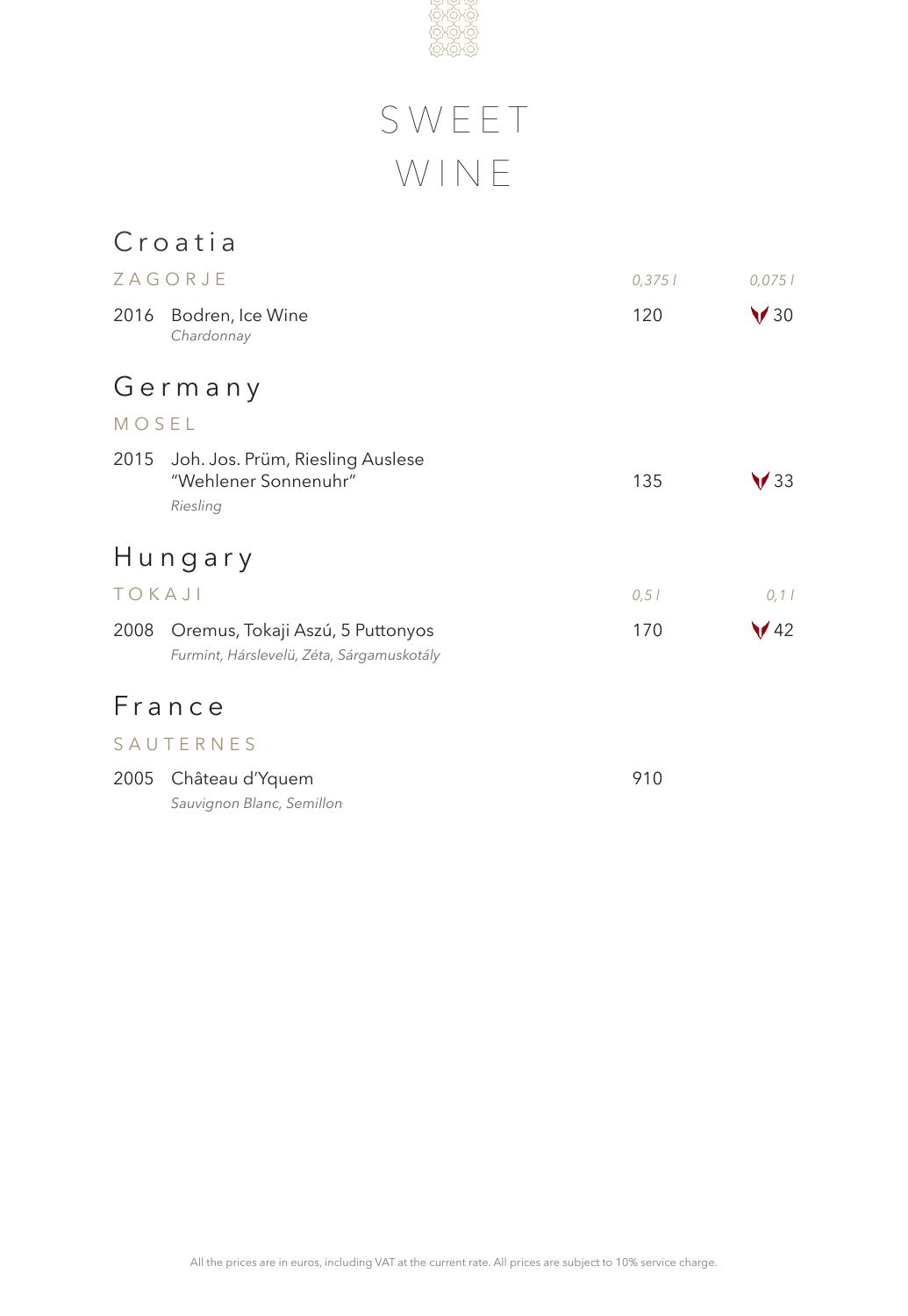# SWEET WINE

## Croatia

### ZAGORJE

| | | 0,375 l | 0,075 l |
|---|---|---|---|
| 2016 | Bodren, Ice Wine<br>*Chardonnay* | 120 | 30 |

## Germany

### MOSEL

| | | | |
|---|---|---|---|
| 2015 | Joh. Jos. Prüm, Riesling Auslese "Wehlener Sonnenuhr"<br>*Riesling* | 135 | 33 |

## Hungary

### TOKAJI

| | | 0,5 l | 0,1 l |
|---|---|---|---|
| 2008 | Oremus, Tokaji Aszú, 5 Puttonyos<br>*Furmint, Hárslevelü, Zéta, Sárgamuskotály* | 170 | 42 |

## France

### SAUTERNES

| | | | |
|---|---|---|---|
| 2005 | Château d'Yquem<br>*Sauvignon Blanc, Semillon* | 910 | |

All the prices are in euros, including VAT at the current rate. All prices are subject to 10% service charge.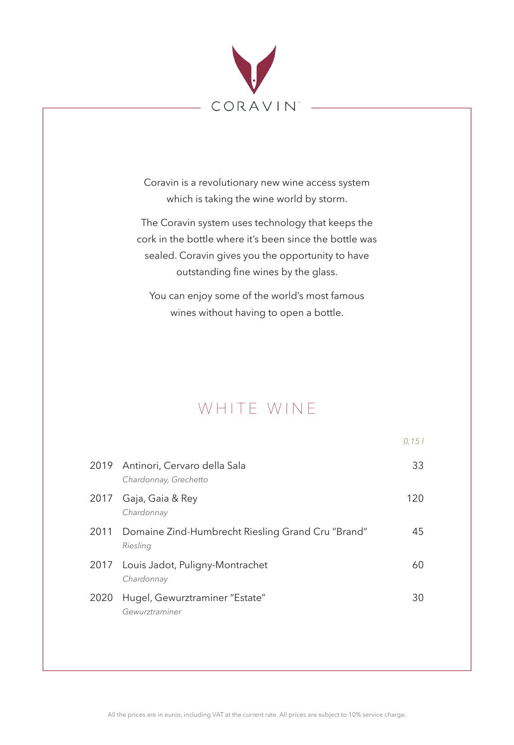CORAVIN™

Coravin is a revolutionary new wine access system which is taking the wine world by storm.

The Coravin system uses technology that keeps the cork in the bottle where it's been since the bottle was sealed. Coravin gives you the opportunity to have outstanding fine wines by the glass.

You can enjoy some of the world's most famous wines without having to open a bottle.

## WHITE WINE

| | | *0,15 l* |
|---|---|---|
| 2019 | Antinori, Cervaro della Sala<br>*Chardonnay, Grechetto* | 33 |
| 2017 | Gaja, Gaia & Rey<br>*Chardonnay* | 120 |
| 2011 | Domaine Zind-Humbrecht Riesling Grand Cru "Brand"<br>*Riesling* | 45 |
| 2017 | Louis Jadot, Puligny-Montrachet<br>*Chardonnay* | 60 |
| 2020 | Hugel, Gewurztraminer "Estate"<br>*Gewurztraminer* | 30 |

All the prices are in euros, including VAT at the current rate. All prices are subject to 10% service charge.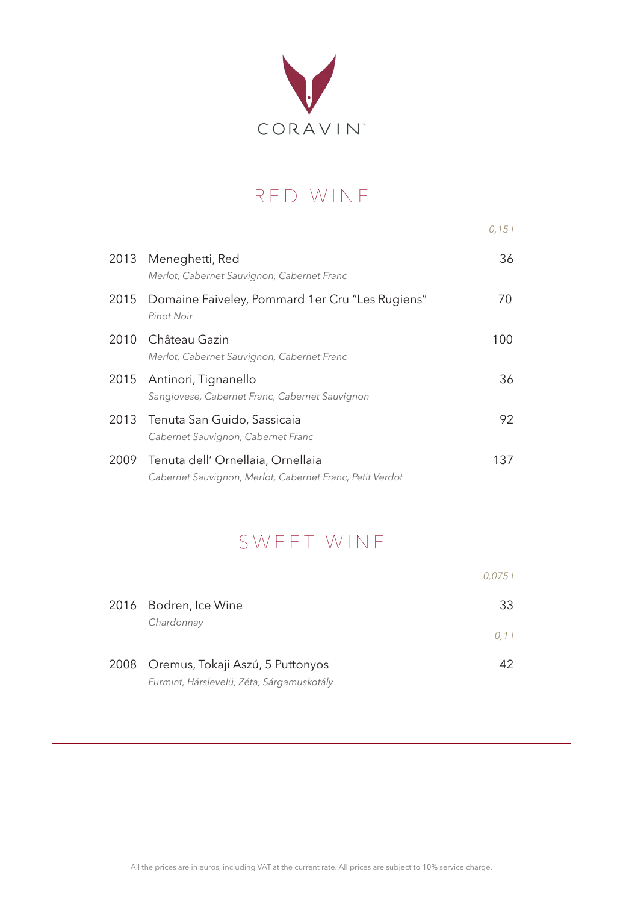CORAVIN™

# RED WINE

| | | 0,15 l |
|---|---|---|
| 2013 | Meneghetti, Red<br>*Merlot, Cabernet Sauvignon, Cabernet Franc* | 36 |
| 2015 | Domaine Faiveley, Pommard 1er Cru "Les Rugiens"<br>*Pinot Noir* | 70 |
| 2010 | Château Gazin<br>*Merlot, Cabernet Sauvignon, Cabernet Franc* | 100 |
| 2015 | Antinori, Tignanello<br>*Sangiovese, Cabernet Franc, Cabernet Sauvignon* | 36 |
| 2013 | Tenuta San Guido, Sassicaia<br>*Cabernet Sauvignon, Cabernet Franc* | 92 |
| 2009 | Tenuta dell' Ornellaia, Ornellaia<br>*Cabernet Sauvignon, Merlot, Cabernet Franc, Petit Verdot* | 137 |

# SWEET WINE

| | | 0,075 l |
|---|---|---|
| 2016 | Bodren, Ice Wine<br>*Chardonnay* | 33 |
| | | *0,1 l* |
| 2008 | Oremus, Tokaji Aszú, 5 Puttonyos<br>*Furmint, Hárslevelü, Zéta, Sárgamuskotály* | 42 |

All the prices are in euros, including VAT at the current rate. All prices are subject to 10% service charge.